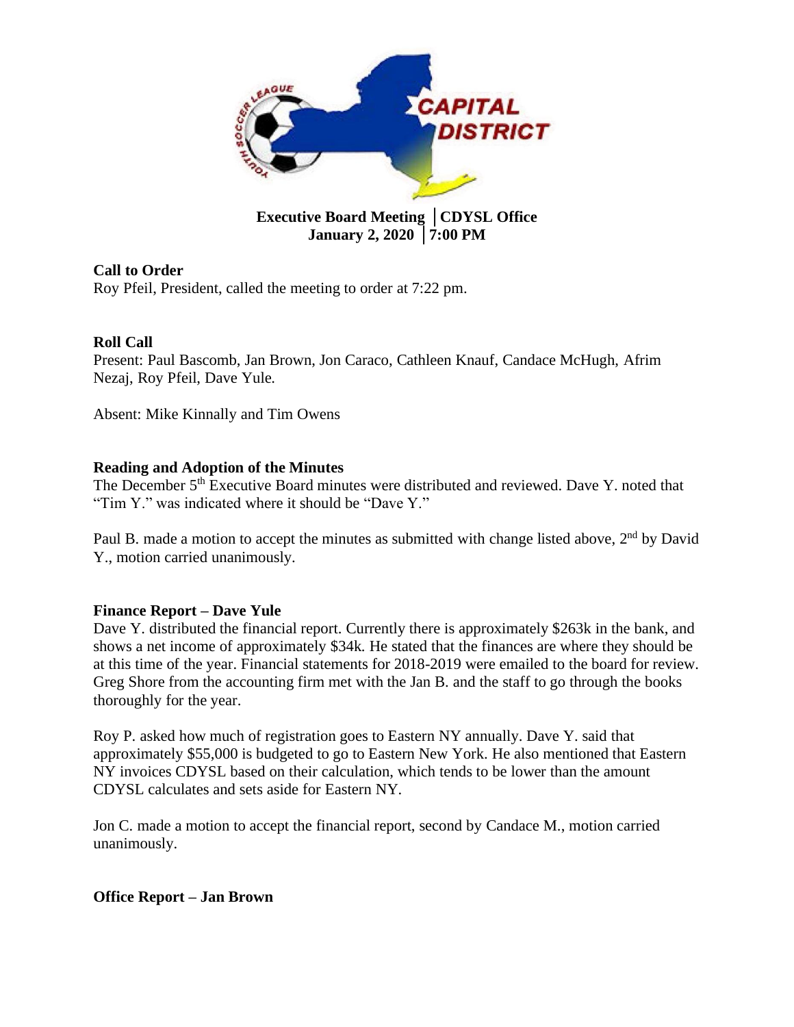**Executive Board Meeting │CDYSL Office**
**January 2, 2020 │7:00 PM**

**Call to Order**

Roy Pfeil, President, called the meeting to order at 7:22 pm.

**Roll Call**

Present: Paul Bascomb, Jan Brown, Jon Caraco, Cathleen Knauf, Candace McHugh, Afrim Nezaj, Roy Pfeil, Dave Yule.

Absent: Mike Kinnally and Tim Owens

**Reading and Adoption of the Minutes**

The December 5th Executive Board minutes were distributed and reviewed. Dave Y. noted that "Tim Y." was indicated where it should be "Dave Y."

Paul B. made a motion to accept the minutes as submitted with change listed above, 2nd by David Y., motion carried unanimously.

**Finance Report – Dave Yule**

Dave Y. distributed the financial report. Currently there is approximately $263k in the bank, and shows a net income of approximately $34k. He stated that the finances are where they should be at this time of the year. Financial statements for 2018-2019 were emailed to the board for review. Greg Shore from the accounting firm met with the Jan B. and the staff to go through the books thoroughly for the year.

Roy P. asked how much of registration goes to Eastern NY annually. Dave Y. said that approximately $55,000 is budgeted to go to Eastern New York. He also mentioned that Eastern NY invoices CDYSL based on their calculation, which tends to be lower than the amount CDYSL calculates and sets aside for Eastern NY.

Jon C. made a motion to accept the financial report, second by Candace M., motion carried unanimously.

**Office Report – Jan Brown**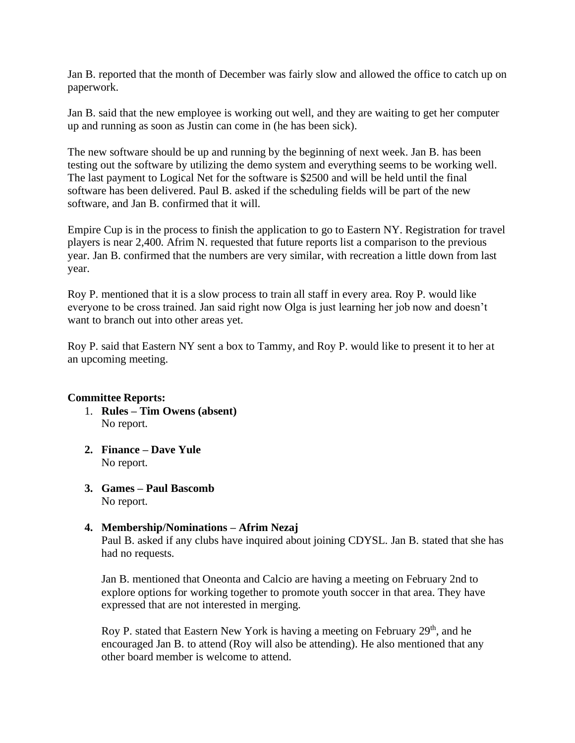Jan B. reported that the month of December was fairly slow and allowed the office to catch up on paperwork.

Jan B. said that the new employee is working out well, and they are waiting to get her computer up and running as soon as Justin can come in (he has been sick).

The new software should be up and running by the beginning of next week. Jan B. has been testing out the software by utilizing the demo system and everything seems to be working well. The last payment to Logical Net for the software is $2500 and will be held until the final software has been delivered. Paul B. asked if the scheduling fields will be part of the new software, and Jan B. confirmed that it will.

Empire Cup is in the process to finish the application to go to Eastern NY. Registration for travel players is near 2,400. Afrim N. requested that future reports list a comparison to the previous year. Jan B. confirmed that the numbers are very similar, with recreation a little down from last year.

Roy P. mentioned that it is a slow process to train all staff in every area. Roy P. would like everyone to be cross trained. Jan said right now Olga is just learning her job now and doesn't want to branch out into other areas yet.

Roy P. said that Eastern NY sent a box to Tammy, and Roy P. would like to present it to her at an upcoming meeting.

**Committee Reports:**

1. **Rules – Tim Owens (absent)**
   No report.

2. **Finance – Dave Yule**
   No report.

3. **Games – Paul Bascomb**
   No report.

4. **Membership/Nominations – Afrim Nezaj**
   Paul B. asked if any clubs have inquired about joining CDYSL. Jan B. stated that she has had no requests.

   Jan B. mentioned that Oneonta and Calcio are having a meeting on February 2nd to explore options for working together to promote youth soccer in that area. They have expressed that are not interested in merging.

   Roy P. stated that Eastern New York is having a meeting on February 29th, and he encouraged Jan B. to attend (Roy will also be attending). He also mentioned that any other board member is welcome to attend.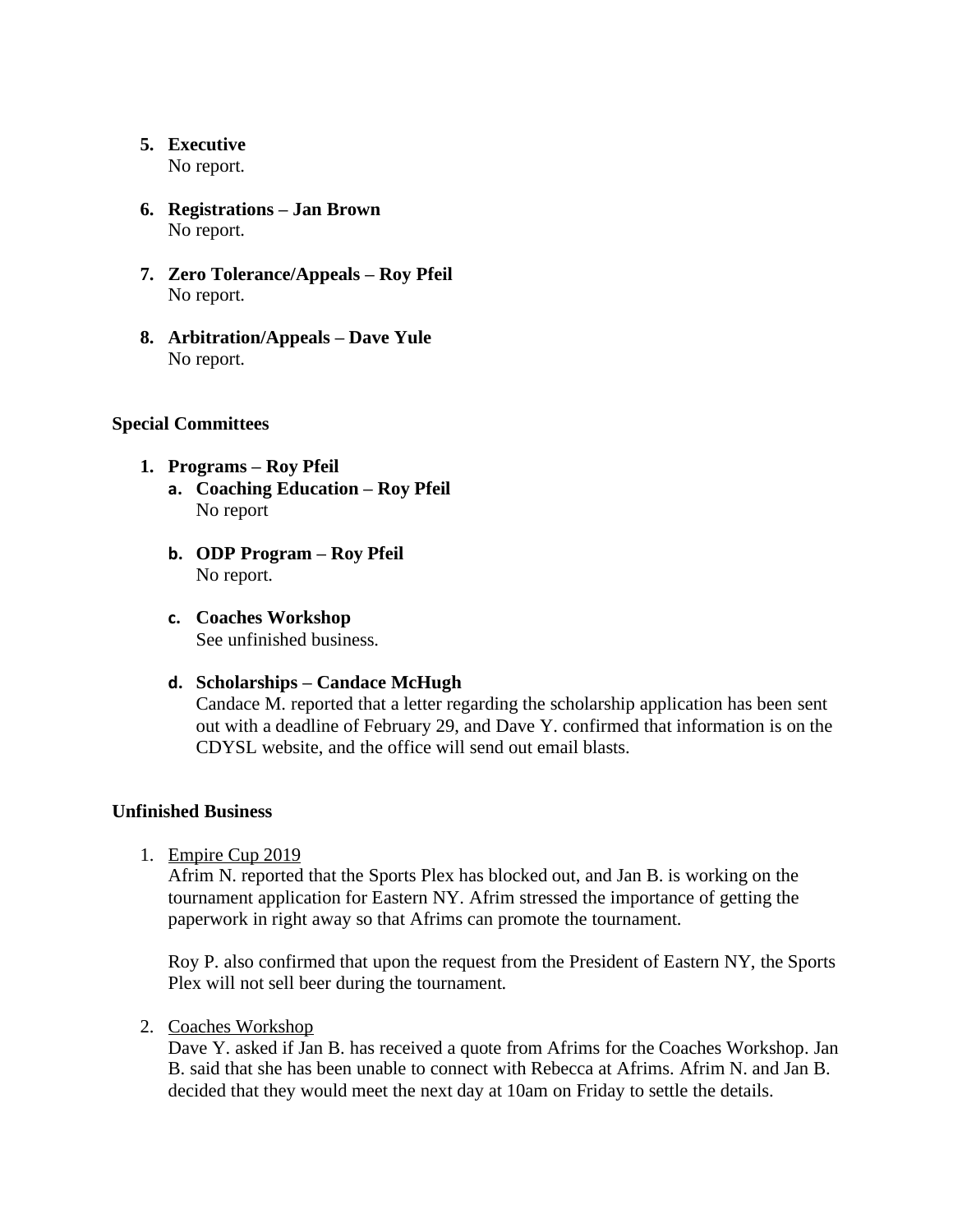5. **Executive**
   No report.

6. **Registrations – Jan Brown**
   No report.

7. **Zero Tolerance/Appeals – Roy Pfeil**
   No report.

8. **Arbitration/Appeals – Dave Yule**
   No report.

**Special Committees**

1. **Programs – Roy Pfeil**
   a. **Coaching Education – Roy Pfeil**
      No report

   b. **ODP Program – Roy Pfeil**
      No report.

   c. **Coaches Workshop**
      See unfinished business.

   d. **Scholarships – Candace McHugh**
      Candace M. reported that a letter regarding the scholarship application has been sent out with a deadline of February 29, and Dave Y. confirmed that information is on the CDYSL website, and the office will send out email blasts.

**Unfinished Business**

1. Empire Cup 2019
   Afrim N. reported that the Sports Plex has blocked out, and Jan B. is working on the tournament application for Eastern NY. Afrim stressed the importance of getting the paperwork in right away so that Afrims can promote the tournament.

   Roy P. also confirmed that upon the request from the President of Eastern NY, the Sports Plex will not sell beer during the tournament.

2. Coaches Workshop
   Dave Y. asked if Jan B. has received a quote from Afrims for the Coaches Workshop. Jan B. said that she has been unable to connect with Rebecca at Afrims. Afrim N. and Jan B. decided that they would meet the next day at 10am on Friday to settle the details.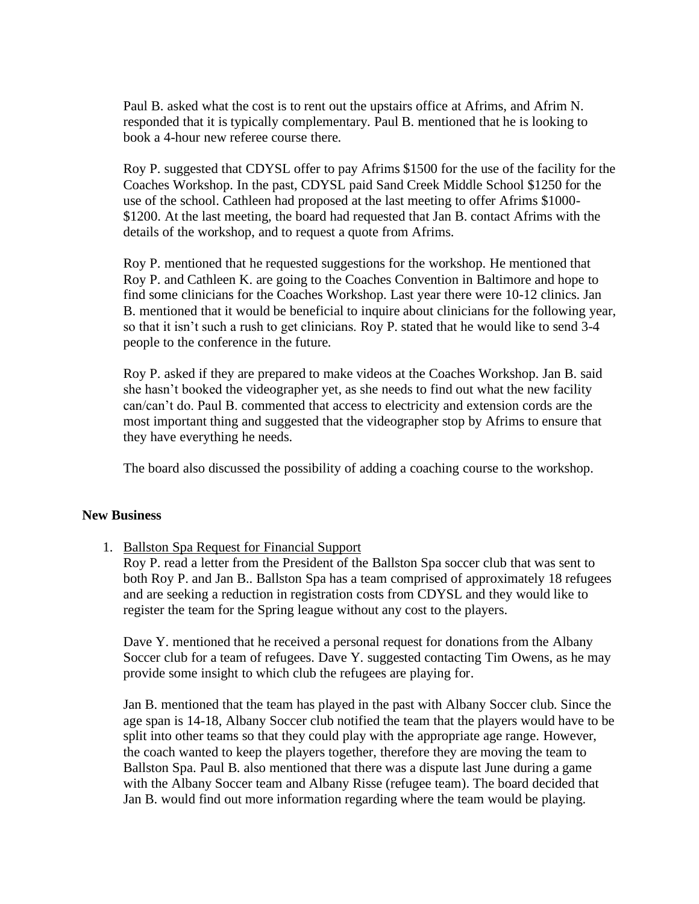Paul B. asked what the cost is to rent out the upstairs office at Afrims, and Afrim N. responded that it is typically complementary. Paul B. mentioned that he is looking to book a 4-hour new referee course there.

Roy P. suggested that CDYSL offer to pay Afrims $1500 for the use of the facility for the Coaches Workshop. In the past, CDYSL paid Sand Creek Middle School $1250 for the use of the school. Cathleen had proposed at the last meeting to offer Afrims $1000-$1200. At the last meeting, the board had requested that Jan B. contact Afrims with the details of the workshop, and to request a quote from Afrims.

Roy P. mentioned that he requested suggestions for the workshop. He mentioned that Roy P. and Cathleen K. are going to the Coaches Convention in Baltimore and hope to find some clinicians for the Coaches Workshop. Last year there were 10-12 clinics. Jan B. mentioned that it would be beneficial to inquire about clinicians for the following year, so that it isn't such a rush to get clinicians. Roy P. stated that he would like to send 3-4 people to the conference in the future.

Roy P. asked if they are prepared to make videos at the Coaches Workshop. Jan B. said she hasn't booked the videographer yet, as she needs to find out what the new facility can/can't do. Paul B. commented that access to electricity and extension cords are the most important thing and suggested that the videographer stop by Afrims to ensure that they have everything he needs.

The board also discussed the possibility of adding a coaching course to the workshop.

**New Business**

1. <u>Ballston Spa Request for Financial Support</u>
   Roy P. read a letter from the President of the Ballston Spa soccer club that was sent to both Roy P. and Jan B.. Ballston Spa has a team comprised of approximately 18 refugees and are seeking a reduction in registration costs from CDYSL and they would like to register the team for the Spring league without any cost to the players.

   Dave Y. mentioned that he received a personal request for donations from the Albany Soccer club for a team of refugees. Dave Y. suggested contacting Tim Owens, as he may provide some insight to which club the refugees are playing for.

   Jan B. mentioned that the team has played in the past with Albany Soccer club. Since the age span is 14-18, Albany Soccer club notified the team that the players would have to be split into other teams so that they could play with the appropriate age range. However, the coach wanted to keep the players together, therefore they are moving the team to Ballston Spa. Paul B. also mentioned that there was a dispute last June during a game with the Albany Soccer team and Albany Risse (refugee team). The board decided that Jan B. would find out more information regarding where the team would be playing.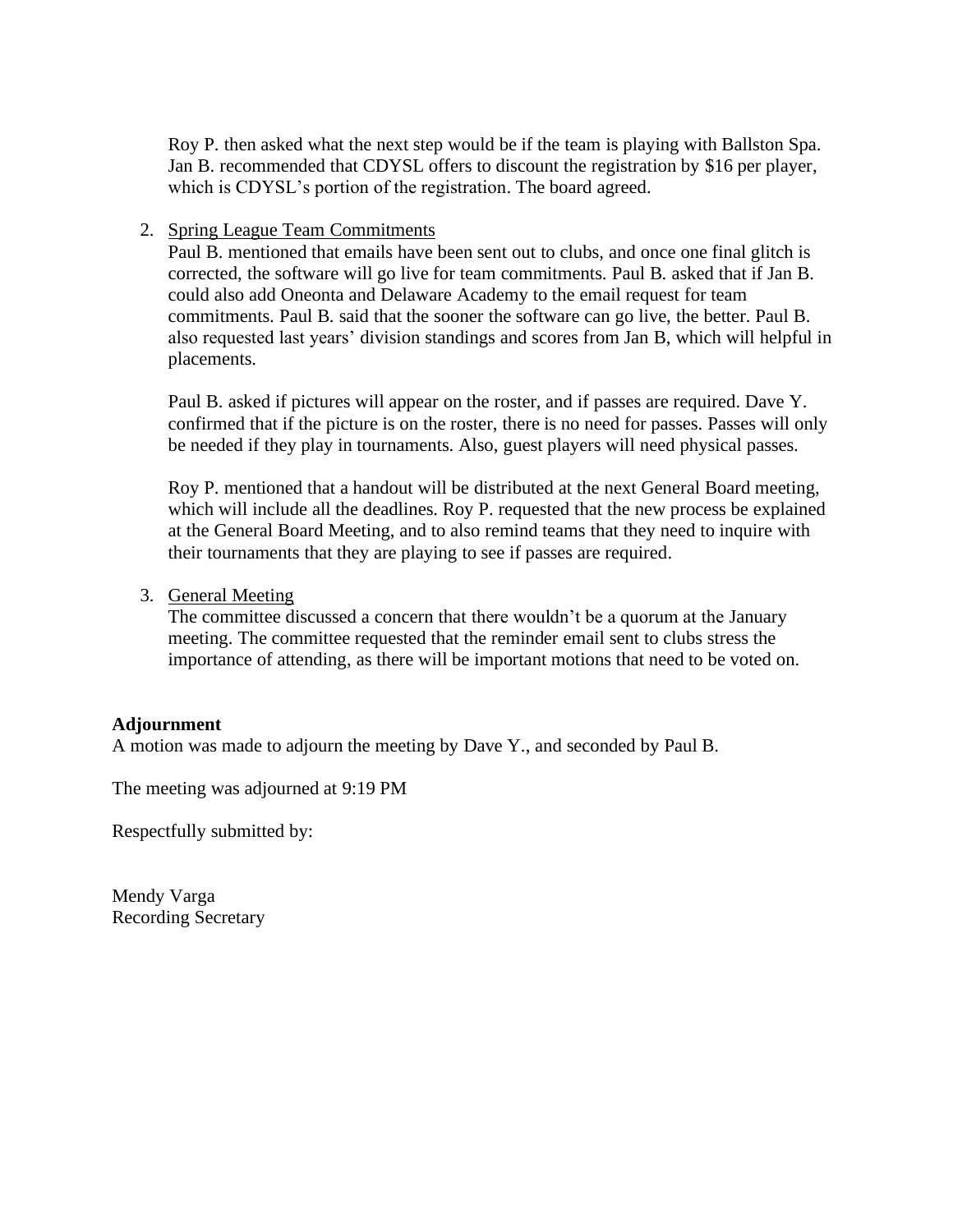Roy P. then asked what the next step would be if the team is playing with Ballston Spa. Jan B. recommended that CDYSL offers to discount the registration by $16 per player, which is CDYSL's portion of the registration. The board agreed.

2. Spring League Team Commitments

   Paul B. mentioned that emails have been sent out to clubs, and once one final glitch is corrected, the software will go live for team commitments. Paul B. asked that if Jan B. could also add Oneonta and Delaware Academy to the email request for team commitments. Paul B. said that the sooner the software can go live, the better. Paul B. also requested last years' division standings and scores from Jan B, which will helpful in placements.

   Paul B. asked if pictures will appear on the roster, and if passes are required. Dave Y. confirmed that if the picture is on the roster, there is no need for passes. Passes will only be needed if they play in tournaments. Also, guest players will need physical passes.

   Roy P. mentioned that a handout will be distributed at the next General Board meeting, which will include all the deadlines. Roy P. requested that the new process be explained at the General Board Meeting, and to also remind teams that they need to inquire with their tournaments that they are playing to see if passes are required.

3. General Meeting

   The committee discussed a concern that there wouldn't be a quorum at the January meeting. The committee requested that the reminder email sent to clubs stress the importance of attending, as there will be important motions that need to be voted on.

**Adjournment**

A motion was made to adjourn the meeting by Dave Y., and seconded by Paul B.

The meeting was adjourned at 9:19 PM

Respectfully submitted by:

Mendy Varga
Recording Secretary